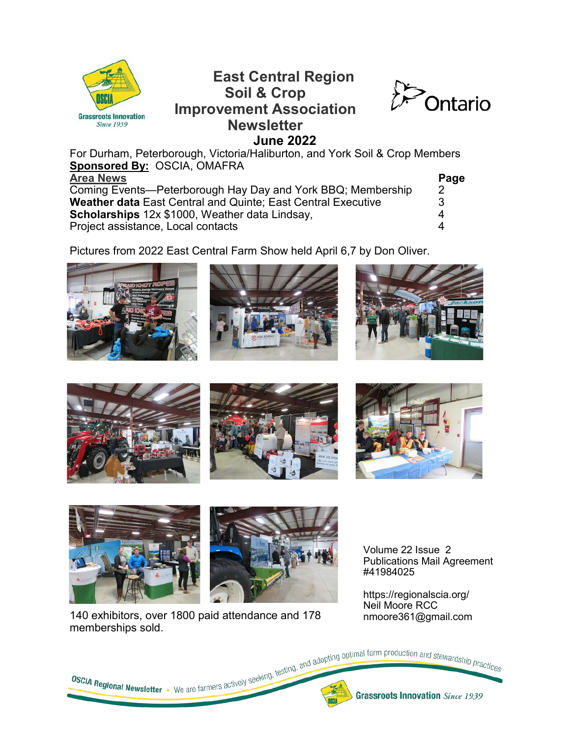# East Central Region Soil & Crop Improvement Association Newsletter

## June 2022

For Durham, Peterborough, Victoria/Haliburton, and York Soil & Crop Members

**Sponsored By:** OSCIA, OMAFRA

| Area News | Page |
|---|---|
| Coming Events—Peterborough Hay Day and York BBQ; Membership | 2 |
| **Weather data** East Central and Quinte; East Central Executive | 3 |
| **Scholarships** 12x $1000, Weather data Lindsay, | 4 |
| Project assistance, Local contacts | 4 |

Pictures from 2022 East Central Farm Show held April 6,7 by Don Oliver.

140 exhibitors, over 1800 paid attendance and 178 memberships sold.

Volume 22 Issue 2
Publications Mail Agreement #41984025

https://regionalscia.org/
Neil Moore RCC
nmoore361@gmail.com

OSCIA Regional Newsletter • We are farmers actively seeking, testing, and adopting optimal farm production and stewardship practices

Grassroots Innovation *Since 1939*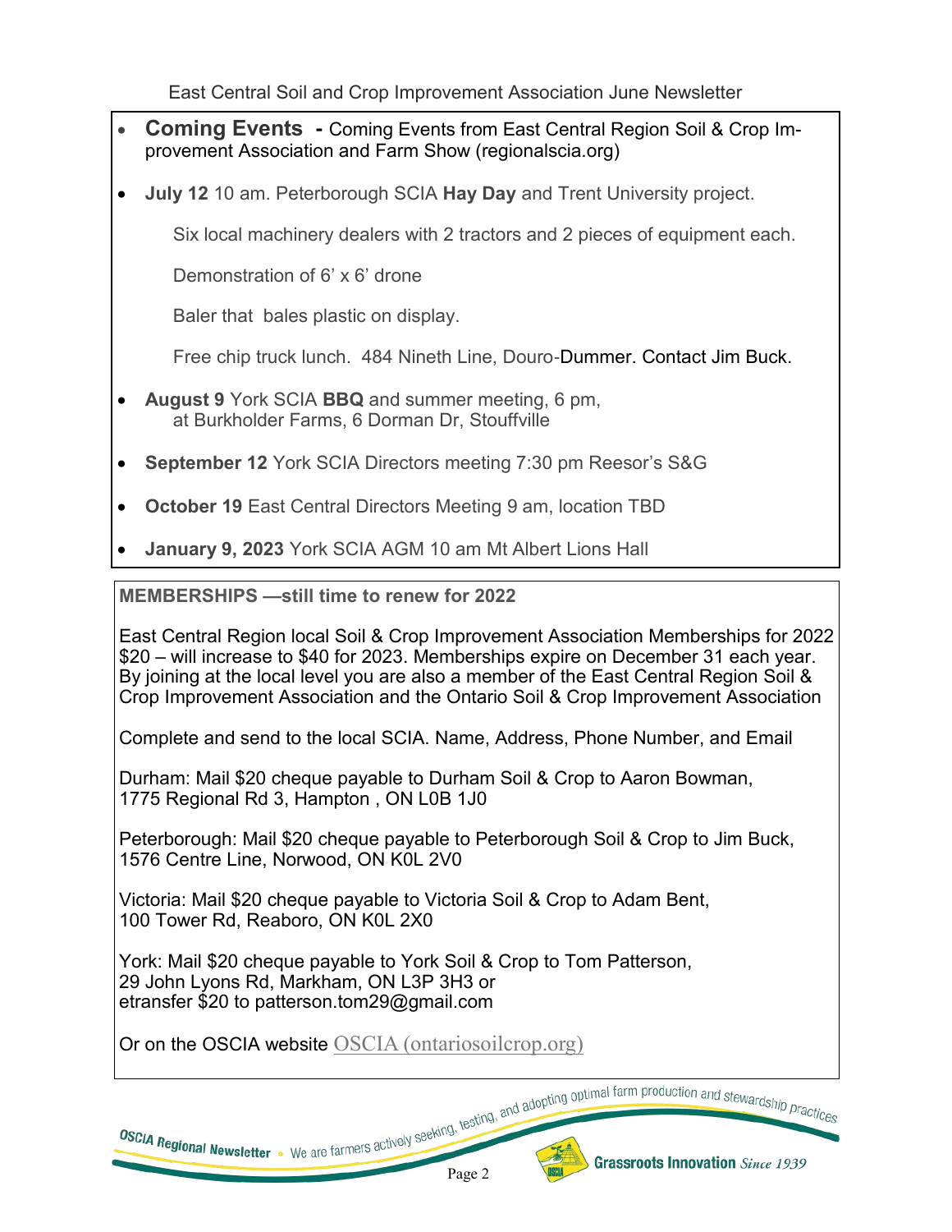- **Coming Events** - Coming Events from East Central Region Soil & Crop Improvement Association and Farm Show (regionalscia.org)
- **July 12** 10 am. Peterborough SCIA **Hay Day** and Trent University project.

  Six local machinery dealers with 2 tractors and 2 pieces of equipment each.

  Demonstration of 6' x 6' drone

  Baler that bales plastic on display.

  Free chip truck lunch. 484 Nineth Line, Douro-Dummer. Contact Jim Buck.

- **August 9** York SCIA **BBQ** and summer meeting, 6 pm, at Burkholder Farms, 6 Dorman Dr, Stouffville
- **September 12** York SCIA Directors meeting 7:30 pm Reesor's S&G
- **October 19** East Central Directors Meeting 9 am, location TBD
- **January 9, 2023** York SCIA AGM 10 am Mt Albert Lions Hall

**MEMBERSHIPS —still time to renew for 2022**

East Central Region local Soil & Crop Improvement Association Memberships for 2022 $20 – will increase to $40 for 2023. Memberships expire on December 31 each year. By joining at the local level you are also a member of the East Central Region Soil & Crop Improvement Association and the Ontario Soil & Crop Improvement Association

Complete and send to the local SCIA. Name, Address, Phone Number, and Email

Durham: Mail $20 cheque payable to Durham Soil & Crop to Aaron Bowman, 1775 Regional Rd 3, Hampton , ON L0B 1J0

Peterborough: Mail $20 cheque payable to Peterborough Soil & Crop to Jim Buck, 1576 Centre Line, Norwood, ON K0L 2V0

Victoria: Mail $20 cheque payable to Victoria Soil & Crop to Adam Bent, 100 Tower Rd, Reaboro, ON K0L 2X0

York: Mail $20 cheque payable to York Soil & Crop to Tom Patterson, 29 John Lyons Rd, Markham, ON L3P 3H3 or etransfer $20 to patterson.tom29@gmail.com

Or on the OSCIA website OSCIA (ontariosoilcrop.org)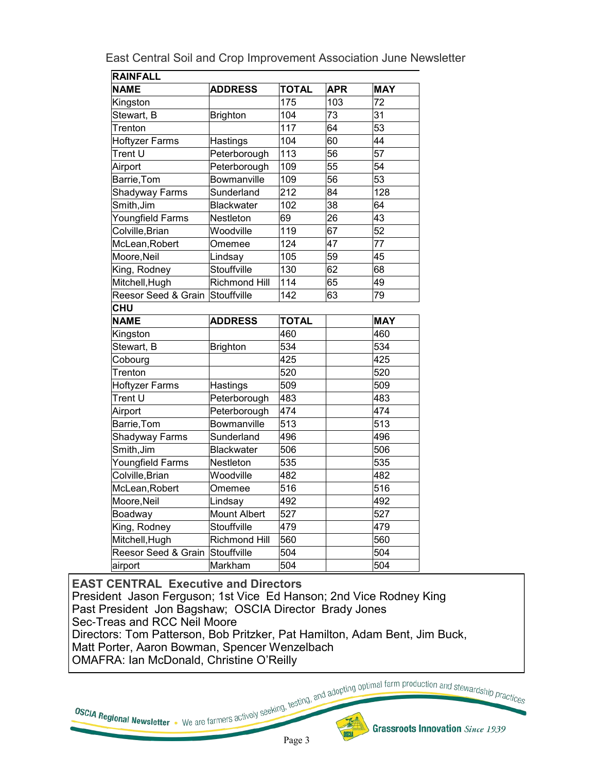East Central Soil and Crop Improvement Association June Newsletter

**RAINFALL**

| NAME | ADDRESS | TOTAL | APR | MAY |
|---|---|---|---|---|
| Kingston | | 175 | 103 | 72 |
| Stewart, B | Brighton | 104 | 73 | 31 |
| Trenton | | 117 | 64 | 53 |
| Hoftyzer Farms | Hastings | 104 | 60 | 44 |
| Trent U | Peterborough | 113 | 56 | 57 |
| Airport | Peterborough | 109 | 55 | 54 |
| Barrie,Tom | Bowmanville | 109 | 56 | 53 |
| Shadyway Farms | Sunderland | 212 | 84 | 128 |
| Smith,Jim | Blackwater | 102 | 38 | 64 |
| Youngfield Farms | Nestleton | 69 | 26 | 43 |
| Colville,Brian | Woodville | 119 | 67 | 52 |
| McLean,Robert | Omemee | 124 | 47 | 77 |
| Moore,Neil | Lindsay | 105 | 59 | 45 |
| King, Rodney | Stouffville | 130 | 62 | 68 |
| Mitchell,Hugh | Richmond Hill | 114 | 65 | 49 |
| Reesor Seed & Grain | Stouffville | 142 | 63 | 79 |

**CHU**

| NAME | ADDRESS | TOTAL | | MAY |
|---|---|---|---|---|
| Kingston | | 460 | | 460 |
| Stewart, B | Brighton | 534 | | 534 |
| Cobourg | | 425 | | 425 |
| Trenton | | 520 | | 520 |
| Hoftyzer Farms | Hastings | 509 | | 509 |
| Trent U | Peterborough | 483 | | 483 |
| Airport | Peterborough | 474 | | 474 |
| Barrie,Tom | Bowmanville | 513 | | 513 |
| Shadyway Farms | Sunderland | 496 | | 496 |
| Smith,Jim | Blackwater | 506 | | 506 |
| Youngfield Farms | Nestleton | 535 | | 535 |
| Colville,Brian | Woodville | 482 | | 482 |
| McLean,Robert | Omemee | 516 | | 516 |
| Moore,Neil | Lindsay | 492 | | 492 |
| Boadway | Mount Albert | 527 | | 527 |
| King, Rodney | Stouffville | 479 | | 479 |
| Mitchell,Hugh | Richmond Hill | 560 | | 560 |
| Reesor Seed & Grain | Stouffville | 504 | | 504 |
| airport | Markham | 504 | | 504 |

**EAST CENTRAL Executive and Directors**

President Jason Ferguson; 1st Vice Ed Hanson; 2nd Vice Rodney King
Past President Jon Bagshaw; OSCIA Director Brady Jones
Sec-Treas and RCC Neil Moore
Directors: Tom Patterson, Bob Pritzker, Pat Hamilton, Adam Bent, Jim Buck, Matt Porter, Aaron Bowman, Spencer Wenzelbach
OMAFRA: Ian McDonald, Christine O'Reilly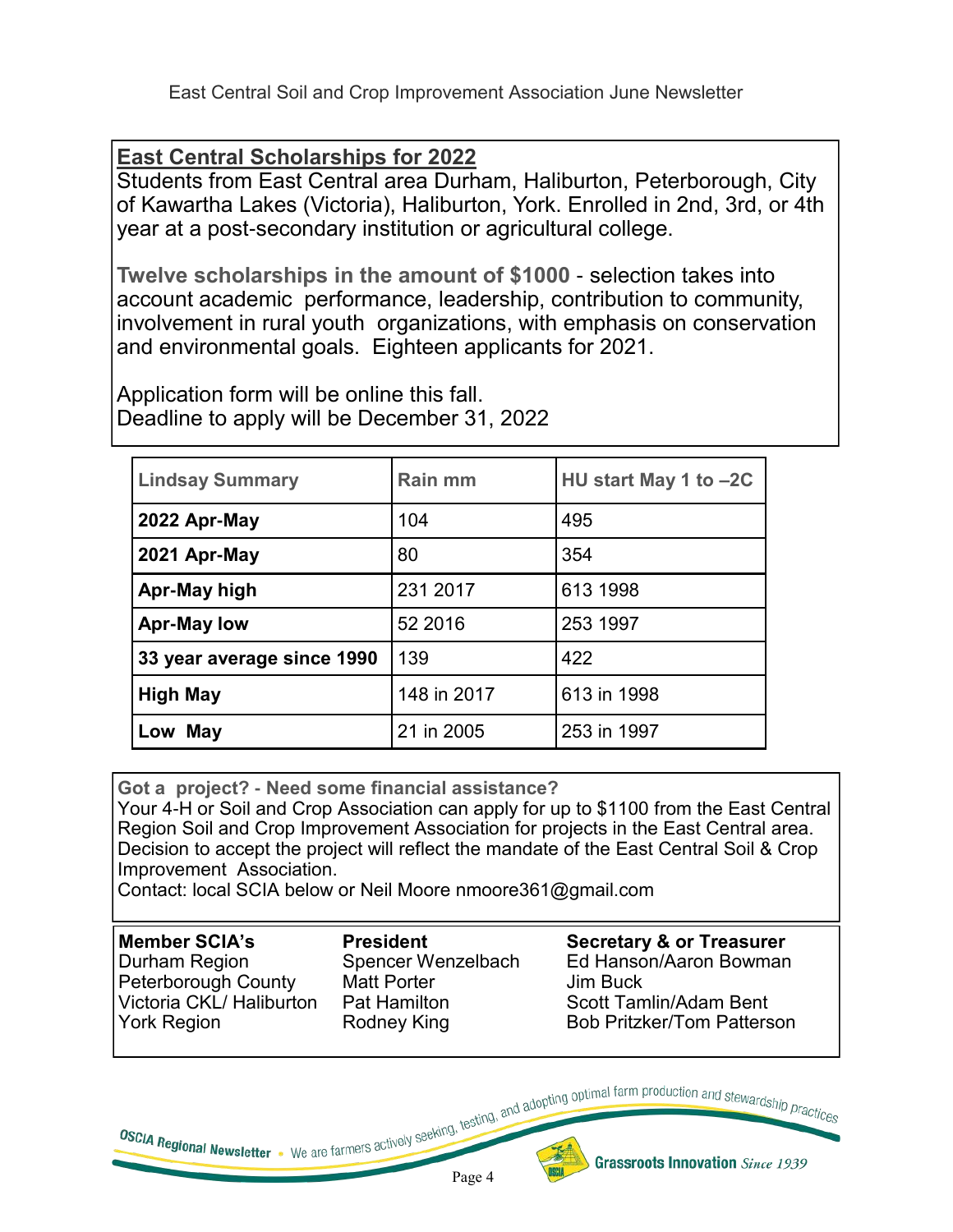## East Central Scholarships for 2022

Students from East Central area Durham, Haliburton, Peterborough, City of Kawartha Lakes (Victoria), Haliburton, York. Enrolled in 2nd, 3rd, or 4th year at a post-secondary institution or agricultural college.

**Twelve scholarships in the amount of $1000** - selection takes into account academic performance, leadership, contribution to community, involvement in rural youth organizations, with emphasis on conservation and environmental goals. Eighteen applicants for 2021.

Application form will be online this fall.
Deadline to apply will be December 31, 2022

| Lindsay Summary | Rain mm | HU start May 1 to –2C |
|---|---|---|
| **2022 Apr-May** | 104 | 495 |
| **2021 Apr-May** | 80 | 354 |
| **Apr-May high** | 231 2017 | 613 1998 |
| **Apr-May low** | 52 2016 | 253 1997 |
| **33 year average since 1990** | 139 | 422 |
| **High May** | 148 in 2017 | 613 in 1998 |
| **Low May** | 21 in 2005 | 253 in 1997 |

**Got a project? - Need some financial assistance?**
Your 4-H or Soil and Crop Association can apply for up to $1100 from the East Central Region Soil and Crop Improvement Association for projects in the East Central area. Decision to accept the project will reflect the mandate of the East Central Soil & Crop Improvement Association.
Contact: local SCIA below or Neil Moore nmoore361@gmail.com

| Member SCIA's | President | Secretary & or Treasurer |
|---|---|---|
| Durham Region | Spencer Wenzelbach | Ed Hanson/Aaron Bowman |
| Peterborough County | Matt Porter | Jim Buck |
| Victoria CKL/ Haliburton | Pat Hamilton | Scott Tamlin/Adam Bent |
| York Region | Rodney King | Bob Pritzker/Tom Patterson |